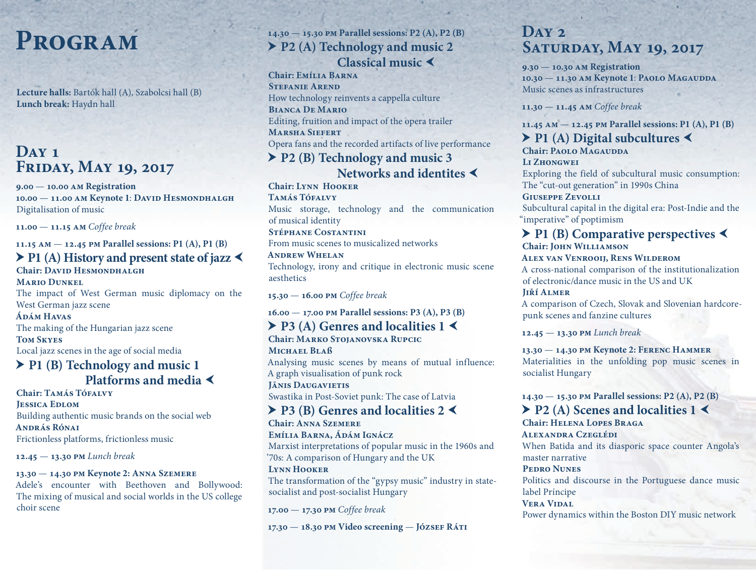# Program

**Lecture halls:** Bartók hall (A), Szabolcsi hall (B)
**Lunch break:** Haydn hall

## Day 1
## Friday, May 19, 2017

**9.00 — 10.00 AM Registration**
**10.00 — 11.00 AM Keynote 1**: **David Hesmondhalgh**
Digitalisation of music

**11.00 — 11.15 AM** *Coffee break*

**11.15 AM — 12.45 PM Parallel sessions: P1 (A), P1 (B)**

### ➤ P1 (A) History and present state of jazz ➤

**Chair: David Hesmondhalgh**

**Mario Dunkel**
The impact of West German music diplomacy on the West German jazz scene

**Ádám Havas**
The making of the Hungarian jazz scene

**Tom Skyes**
Local jazz scenes in the age of social media

### ➤ P1 (B) Technology and music 1 Platforms and media ➤

**Chair: Tamás Tófalvy**

**Jessica Edlom**
Building authentic music brands on the social web

**András Rónai**
Frictionless platforms, frictionless music

**12.45 — 13.30 PM** *Lunch break*

**13.30 — 14.30 PM Keynote 2: Anna Szemere**
Adele's encounter with Beethoven and Bollywood: The mixing of musical and social worlds in the US college choir scene

**14.30 — 15.30 PM Parallel sessions: P2 (A), P2 (B)**

### ➤ P2 (A) Technology and music 2 Classical music ➤

**Chair: Emília Barna**

**Stefanie Arend**
How technology reinvents a cappella culture

**Bianca De Mario**
Editing, fruition and impact of the opera trailer

**Marsha Siefert**
Opera fans and the recorded artifacts of live performance

### ➤ P2 (B) Technology and music 3 Networks and identites ➤

**Chair: Lynn Hooker**

**Tamás Tófalvy**
Music storage, technology and the communication of musical identity

**Stéphane Costantini**
From music scenes to musicalized networks

**Andrew Whelan**
Technology, irony and critique in electronic music scene aesthetics

**15.30 — 16.00 PM** *Coffee break*

**16.00 — 17.00 PM Parallel sessions: P3 (A), P3 (B)**

### ➤ P3 (A) Genres and localities 1 ➤

**Chair: Marko Stojanovska Rupcic**

**Michael Blaß**
Analysing music scenes by means of mutual influence: A graph visualisation of punk rock

**Jānis Daugavietis**
Swastika in Post-Soviet punk: The case of Latvia

### ➤ P3 (B) Genres and localities 2 ➤

**Chair: Anna Szemere**

**Emília Barna, Ádám Ignácz**
Marxist interpretations of popular music in the 1960s and '70s: A comparison of Hungary and the UK

**Lynn Hooker**
The transformation of the "gypsy music" industry in state-socialist and post-socialist Hungary

**17.00 — 17.30 PM** *Coffee break*

**17.30 — 18.30 PM Video screening — József Ráti**

## Day 2
## Saturday, May 19, 2017

**9.30 — 10.30 AM Registration**
**10.30 — 11.30 AM Keynote 1**: **Paolo Magaudda**
Music scenes as infrastructures

**11.30 — 11.45 AM** *Coffee break*

**11.45 AM — 12.45 PM Parallel sessions: P1 (A), P1 (B)**

### ➤ P1 (A) Digital subcultures ➤

**Chair: Paolo Magaudda**

**Li Zhongwei**
Exploring the field of subcultural music consumption: The "cut-out generation" in 1990s China

**Giuseppe Zevolli**
Subcultural capital in the digital era: Post-Indie and the "imperative" of poptimism

### ➤ P1 (B) Comparative perspectives ➤

**Chair: John Williamson**

**Alex van Venrooij, Rens Wilderom**
A cross-national comparison of the institutionalization of electronic/dance music in the US and UK

**Jiří Almer**
A comparison of Czech, Slovak and Slovenian hardcore-punk scenes and fanzine cultures

**12.45 — 13.30 PM** *Lunch break*

**13.30 — 14.30 PM Keynote 2: Ferenc Hammer**
Materialities in the unfolding pop music scenes in socialist Hungary

**14.30 — 15.30 PM Parallel sessions: P2 (A), P2 (B)**

### ➤ P2 (A) Scenes and localities 1 ➤

**Chair: Helena Lopes Braga**

**Alexandra Czeglédi**
When Batida and its diasporic space counter Angola's master narrative

**Pedro Nunes**
Politics and discourse in the Portuguese dance music label Príncipe

**Vera Vidal**
Power dynamics within the Boston DIY music network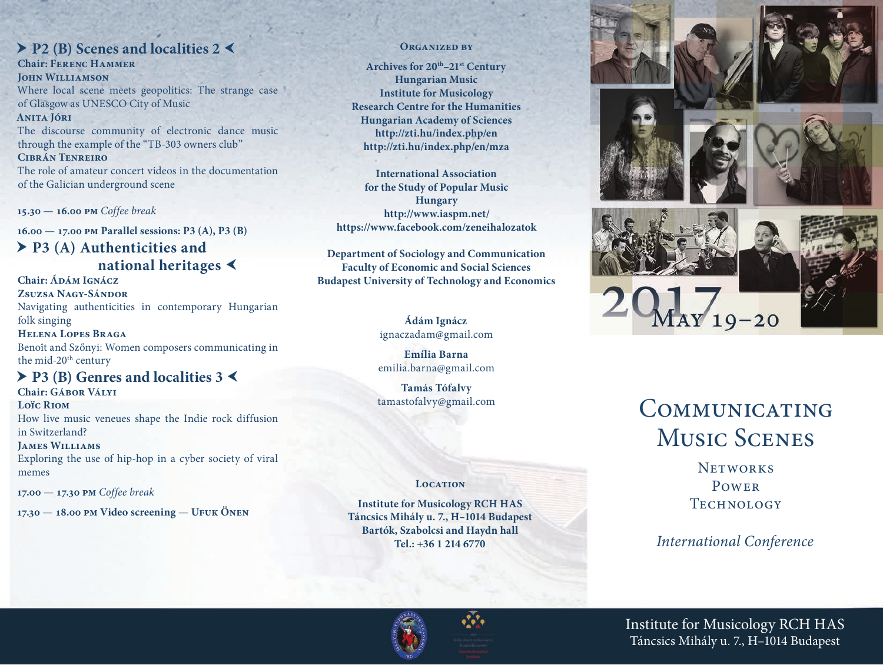## ➤ P2 (B) Scenes and localities 2 ➤

**Chair: Ferenc Hammer**

**John Williamson**
Where local scene meets geopolitics: The strange case of Glasgow as UNESCO City of Music

**Anita Jóri**
The discourse community of electronic dance music through the example of the "TB-303 owners club"

**Cibrán Tenreiro**
The role of amateur concert videos in the documentation of the Galician underground scene

**15.30 — 16.00 pm** *Coffee break*

**16.00 — 17.00 pm Parallel sessions: P3 (A), P3 (B)**

## ➤ P3 (A) Authenticities and national heritages ➤

**Chair: Ádám Ignácz**

**Zsuzsa Nagy-Sándor**
Navigating authenticities in contemporary Hungarian folk singing

**Helena Lopes Braga**
Benoît and Szőnyi: Women composers communicating in the mid-20th century

## ➤ P3 (B) Genres and localities 3 ➤

**Chair: Gábor Vályi**

**Loïc Riom**
How live music veneues shape the Indie rock diffusion in Switzerland?

**James Williams**
Exploring the use of hip-hop in a cyber society of viral memes

**17.00 — 17.30 pm** *Coffee break*

**17.30 — 18.00 pm Video screening — Ufuk Önen**

### Organized by

**Archives for 20th–21st Century Hungarian Music**
**Institute for Musicology**
**Research Centre for the Humanities**
**Hungarian Academy of Sciences**
**http://zti.hu/index.php/en**
**http://zti.hu/index.php/en/mza**

**International Association for the Study of Popular Music Hungary**
**http://www.iaspm.net/**
**https://www.facebook.com/zeneihalozatok**

**Department of Sociology and Communication**
**Faculty of Economic and Social Sciences**
**Budapest University of Technology and Economics**

**Ádám Ignácz**
ignaczadam@gmail.com

**Emília Barna**
emilia.barna@gmail.com

**Tamás Tófalvy**
tamastofalvy@gmail.com

### Location

**Institute for Musicology RCH HAS**
**Táncsics Mihály u. 7., H–1014 Budapest**
**Bartók, Szabolcsi and Haydn hall**
**Tel.: +36 1 214 6770**

2017 May 19–20

# Communicating Music Scenes

Networks
Power
Technology

*International Conference*

Institute for Musicology RCH HAS
Táncsics Mihály u. 7., H–1014 Budapest